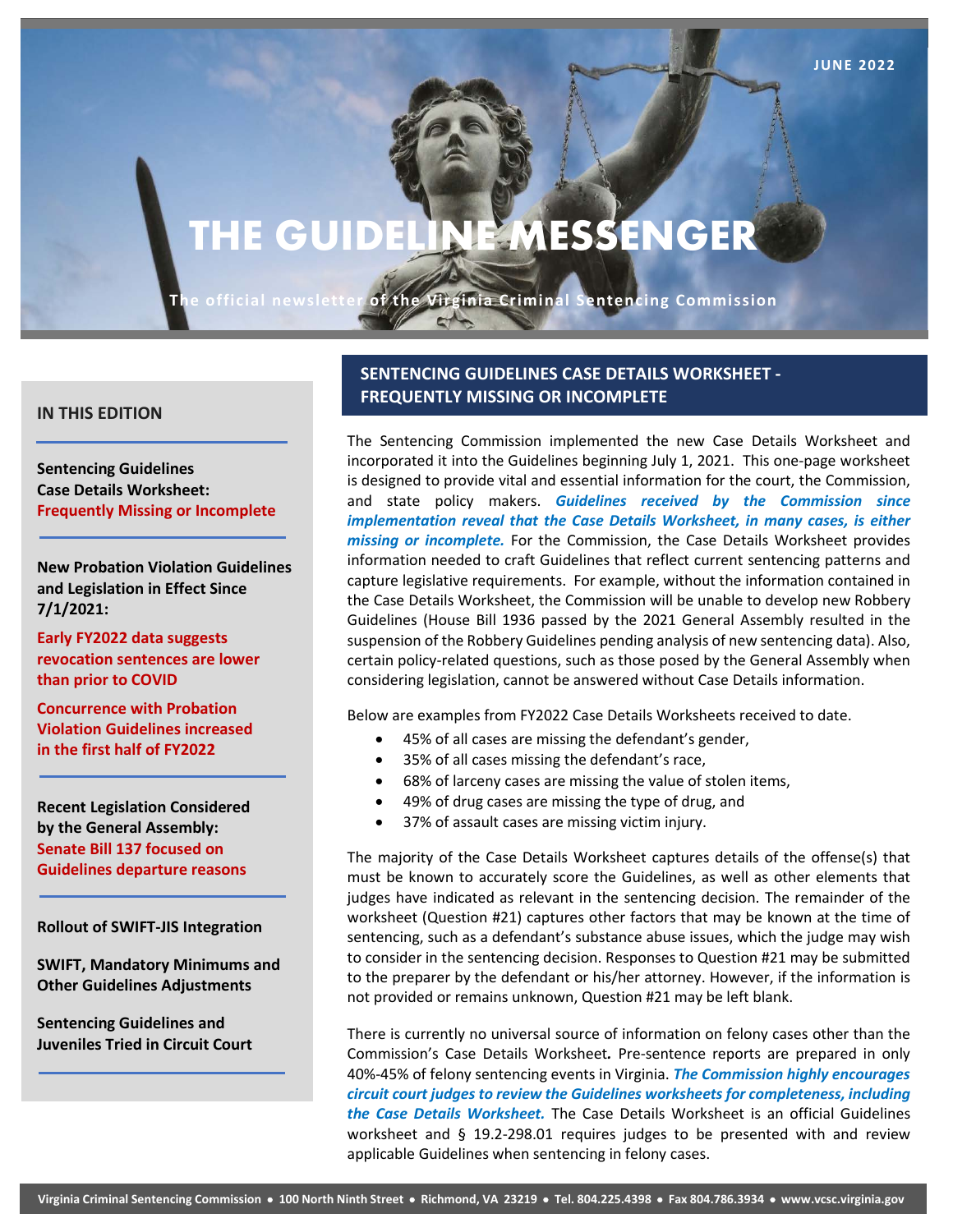JUNE 2022

# THE GUIDELINE MESSENGER

The official newsletter of the Virginia Criminal Sentencing Commission

## IN THIS EDITION

**Sentencing Guidelines Case Details Worksheet:**
**Frequently Missing or Incomplete**

**New Probation Violation Guidelines and Legislation in Effect Since 7/1/2021:**

**Early FY2022 data suggests revocation sentences are lower than prior to COVID**

**Concurrence with Probation Violation Guidelines increased in the first half of FY2022**

**Recent Legislation Considered by the General Assembly:**
**Senate Bill 137 focused on Guidelines departure reasons**

**Rollout of SWIFT-JIS Integration**

**SWIFT, Mandatory Minimums and Other Guidelines Adjustments**

**Sentencing Guidelines and Juveniles Tried in Circuit Court**

## SENTENCING GUIDELINES CASE DETAILS WORKSHEET - FREQUENTLY MISSING OR INCOMPLETE

The Sentencing Commission implemented the new Case Details Worksheet and incorporated it into the Guidelines beginning July 1, 2021. This one-page worksheet is designed to provide vital and essential information for the court, the Commission, and state policy makers. ***Guidelines received by the Commission since implementation reveal that the Case Details Worksheet, in many cases, is either missing or incomplete.*** For the Commission, the Case Details Worksheet provides information needed to craft Guidelines that reflect current sentencing patterns and capture legislative requirements. For example, without the information contained in the Case Details Worksheet, the Commission will be unable to develop new Robbery Guidelines (House Bill 1936 passed by the 2021 General Assembly resulted in the suspension of the Robbery Guidelines pending analysis of new sentencing data). Also, certain policy-related questions, such as those posed by the General Assembly when considering legislation, cannot be answered without Case Details information.

Below are examples from FY2022 Case Details Worksheets received to date.

- 45% of all cases are missing the defendant's gender,
- 35% of all cases missing the defendant's race,
- 68% of larceny cases are missing the value of stolen items,
- 49% of drug cases are missing the type of drug, and
- 37% of assault cases are missing victim injury.

The majority of the Case Details Worksheet captures details of the offense(s) that must be known to accurately score the Guidelines, as well as other elements that judges have indicated as relevant in the sentencing decision. The remainder of the worksheet (Question #21) captures other factors that may be known at the time of sentencing, such as a defendant's substance abuse issues, which the judge may wish to consider in the sentencing decision. Responses to Question #21 may be submitted to the preparer by the defendant or his/her attorney. However, if the information is not provided or remains unknown, Question #21 may be left blank.

There is currently no universal source of information on felony cases other than the Commission's Case Details Worksheet**.** Pre-sentence reports are prepared in only 40%-45% of felony sentencing events in Virginia. ***The Commission highly encourages circuit court judges to review the Guidelines worksheets for completeness, including the Case Details Worksheet.*** The Case Details Worksheet is an official Guidelines worksheet and § 19.2-298.01 requires judges to be presented with and review applicable Guidelines when sentencing in felony cases.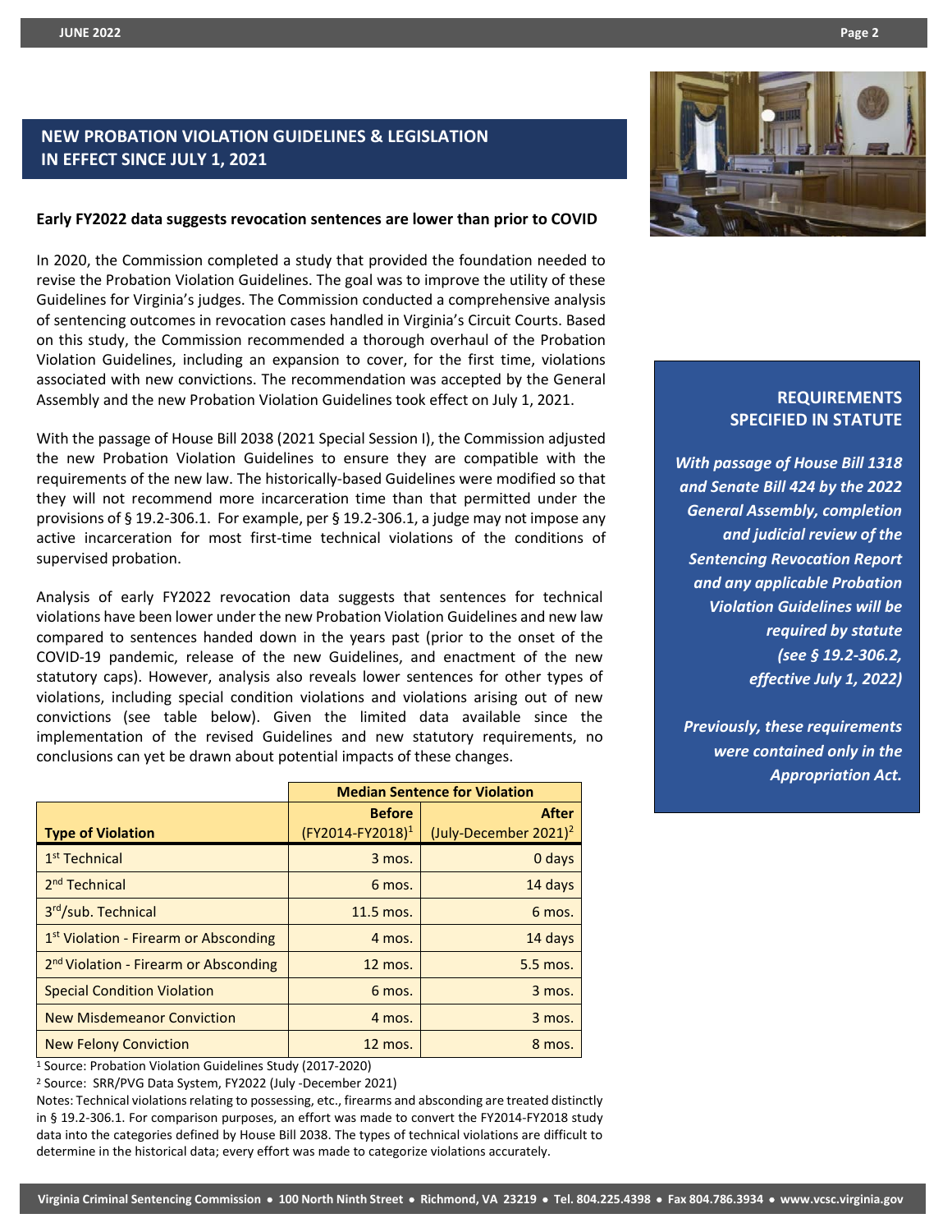## NEW PROBATION VIOLATION GUIDELINES & LEGISLATION IN EFFECT SINCE JULY 1, 2021

**Early FY2022 data suggests revocation sentences are lower than prior to COVID**

In 2020, the Commission completed a study that provided the foundation needed to revise the Probation Violation Guidelines. The goal was to improve the utility of these Guidelines for Virginia's judges. The Commission conducted a comprehensive analysis of sentencing outcomes in revocation cases handled in Virginia's Circuit Courts. Based on this study, the Commission recommended a thorough overhaul of the Probation Violation Guidelines, including an expansion to cover, for the first time, violations associated with new convictions. The recommendation was accepted by the General Assembly and the new Probation Violation Guidelines took effect on July 1, 2021.

With the passage of House Bill 2038 (2021 Special Session I), the Commission adjusted the new Probation Violation Guidelines to ensure they are compatible with the requirements of the new law. The historically-based Guidelines were modified so that they will not recommend more incarceration time than that permitted under the provisions of § 19.2-306.1. For example, per § 19.2-306.1, a judge may not impose any active incarceration for most first-time technical violations of the conditions of supervised probation.

Analysis of early FY2022 revocation data suggests that sentences for technical violations have been lower under the new Probation Violation Guidelines and new law compared to sentences handed down in the years past (prior to the onset of the COVID-19 pandemic, release of the new Guidelines, and enactment of the new statutory caps). However, analysis also reveals lower sentences for other types of violations, including special condition violations and violations arising out of new convictions (see table below). Given the limited data available since the implementation of the revised Guidelines and new statutory requirements, no conclusions can yet be drawn about potential impacts of these changes.

| | Median Sentence for Violation | |
|---|---|---|
| **Type of Violation** | **Before** (FY2014-FY2018)[1] | **After** (July-December 2021)[2] |
| 1st Technical | 3 mos. | 0 days |
| 2nd Technical | 6 mos. | 14 days |
| 3rd/sub. Technical | 11.5 mos. | 6 mos. |
| 1st Violation - Firearm or Absconding | 4 mos. | 14 days |
| 2nd Violation - Firearm or Absconding | 12 mos. | 5.5 mos. |
| Special Condition Violation | 6 mos. | 3 mos. |
| New Misdemeanor Conviction | 4 mos. | 3 mos. |
| New Felony Conviction | 12 mos. | 8 mos. |

[1] Source: Probation Violation Guidelines Study (2017-2020)

[2] Source: SRR/PVG Data System, FY2022 (July -December 2021)

Notes: Technical violations relating to possessing, etc., firearms and absconding are treated distinctly in § 19.2-306.1. For comparison purposes, an effort was made to convert the FY2014-FY2018 study data into the categories defined by House Bill 2038. The types of technical violations are difficult to determine in the historical data; every effort was made to categorize violations accurately.

### REQUIREMENTS SPECIFIED IN STATUTE

***With passage of House Bill 1318 and Senate Bill 424 by the 2022 General Assembly, completion and judicial review of the Sentencing Revocation Report and any applicable Probation Violation Guidelines will be required by statute (see § 19.2-306.2, effective July 1, 2022)***

***Previously, these requirements were contained only in the Appropriation Act.***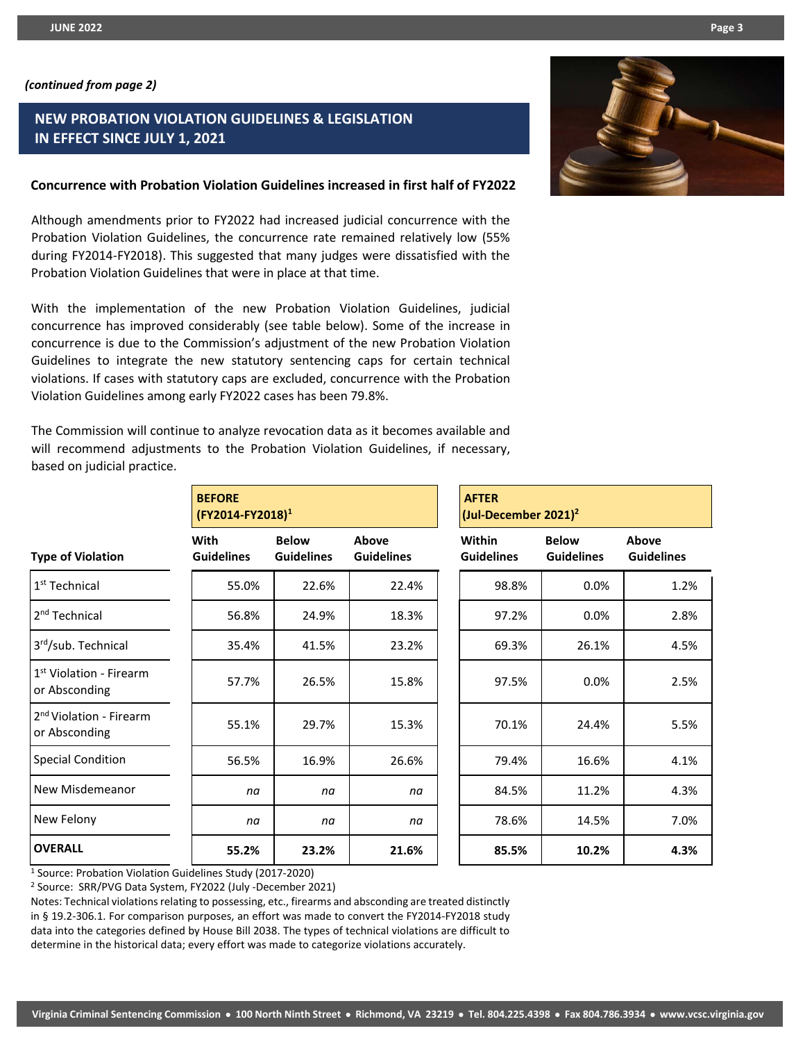*(continued from page 2)*

## NEW PROBATION VIOLATION GUIDELINES & LEGISLATION IN EFFECT SINCE JULY 1, 2021

**Concurrence with Probation Violation Guidelines increased in first half of FY2022**

Although amendments prior to FY2022 had increased judicial concurrence with the Probation Violation Guidelines, the concurrence rate remained relatively low (55% during FY2014-FY2018). This suggested that many judges were dissatisfied with the Probation Violation Guidelines that were in place at that time.

With the implementation of the new Probation Violation Guidelines, judicial concurrence has improved considerably (see table below). Some of the increase in concurrence is due to the Commission's adjustment of the new Probation Violation Guidelines to integrate the new statutory sentencing caps for certain technical violations. If cases with statutory caps are excluded, concurrence with the Probation Violation Guidelines among early FY2022 cases has been 79.8%.

The Commission will continue to analyze revocation data as it becomes available and will recommend adjustments to the Probation Violation Guidelines, if necessary, based on judicial practice.

| | BEFORE (FY2014-FY2018)[1] | | | AFTER (Jul-December 2021)[2] | | |
|---|---|---|---|---|---|---|
| **Type of Violation** | **With Guidelines** | **Below Guidelines** | **Above Guidelines** | **Within Guidelines** | **Below Guidelines** | **Above Guidelines** |
| 1st Technical | 55.0% | 22.6% | 22.4% | 98.8% | 0.0% | 1.2% |
| 2nd Technical | 56.8% | 24.9% | 18.3% | 97.2% | 0.0% | 2.8% |
| 3rd/sub. Technical | 35.4% | 41.5% | 23.2% | 69.3% | 26.1% | 4.5% |
| 1st Violation - Firearm or Absconding | 57.7% | 26.5% | 15.8% | 97.5% | 0.0% | 2.5% |
| 2nd Violation - Firearm or Absconding | 55.1% | 29.7% | 15.3% | 70.1% | 24.4% | 5.5% |
| Special Condition | 56.5% | 16.9% | 26.6% | 79.4% | 16.6% | 4.1% |
| New Misdemeanor | *na* | *na* | *na* | 84.5% | 11.2% | 4.3% |
| New Felony | *na* | *na* | *na* | 78.6% | 14.5% | 7.0% |
| **OVERALL** | **55.2%** | **23.2%** | **21.6%** | **85.5%** | **10.2%** | **4.3%** |

[1] Source: Probation Violation Guidelines Study (2017-2020)

[2] Source: SRR/PVG Data System, FY2022 (July -December 2021)

Notes: Technical violations relating to possessing, etc., firearms and absconding are treated distinctly in § 19.2-306.1. For comparison purposes, an effort was made to convert the FY2014-FY2018 study data into the categories defined by House Bill 2038. The types of technical violations are difficult to determine in the historical data; every effort was made to categorize violations accurately.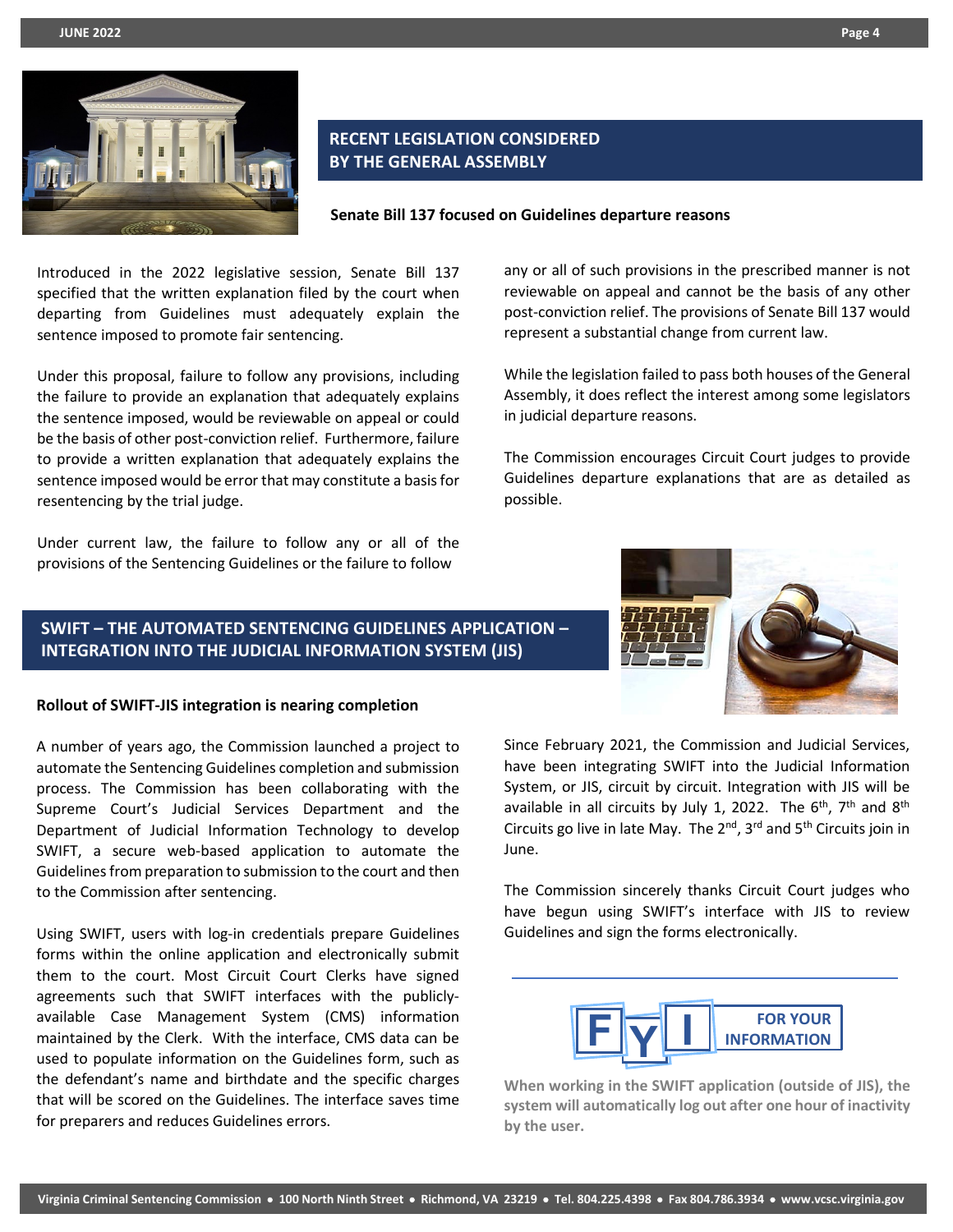## RECENT LEGISLATION CONSIDERED BY THE GENERAL ASSEMBLY

**Senate Bill 137 focused on Guidelines departure reasons**

Introduced in the 2022 legislative session, Senate Bill 137 specified that the written explanation filed by the court when departing from Guidelines must adequately explain the sentence imposed to promote fair sentencing.

Under this proposal, failure to follow any provisions, including the failure to provide an explanation that adequately explains the sentence imposed, would be reviewable on appeal or could be the basis of other post-conviction relief. Furthermore, failure to provide a written explanation that adequately explains the sentence imposed would be error that may constitute a basis for resentencing by the trial judge.

Under current law, the failure to follow any or all of the provisions of the Sentencing Guidelines or the failure to follow any or all of such provisions in the prescribed manner is not reviewable on appeal and cannot be the basis of any other post-conviction relief. The provisions of Senate Bill 137 would represent a substantial change from current law.

While the legislation failed to pass both houses of the General Assembly, it does reflect the interest among some legislators in judicial departure reasons.

The Commission encourages Circuit Court judges to provide Guidelines departure explanations that are as detailed as possible.

## SWIFT – THE AUTOMATED SENTENCING GUIDELINES APPLICATION – INTEGRATION INTO THE JUDICIAL INFORMATION SYSTEM (JIS)

**Rollout of SWIFT-JIS integration is nearing completion**

A number of years ago, the Commission launched a project to automate the Sentencing Guidelines completion and submission process. The Commission has been collaborating with the Supreme Court's Judicial Services Department and the Department of Judicial Information Technology to develop SWIFT, a secure web-based application to automate the Guidelines from preparation to submission to the court and then to the Commission after sentencing.

Using SWIFT, users with log-in credentials prepare Guidelines forms within the online application and electronically submit them to the court. Most Circuit Court Clerks have signed agreements such that SWIFT interfaces with the publicly-available Case Management System (CMS) information maintained by the Clerk. With the interface, CMS data can be used to populate information on the Guidelines form, such as the defendant's name and birthdate and the specific charges that will be scored on the Guidelines. The interface saves time for preparers and reduces Guidelines errors.

Since February 2021, the Commission and Judicial Services, have been integrating SWIFT into the Judicial Information System, or JIS, circuit by circuit. Integration with JIS will be available in all circuits by July 1, 2022. The 6th, 7th and 8th Circuits go live in late May. The 2nd, 3rd and 5th Circuits join in June.

The Commission sincerely thanks Circuit Court judges who have begun using SWIFT's interface with JIS to review Guidelines and sign the forms electronically.

**FYI – FOR YOUR INFORMATION**

**When working in the SWIFT application (outside of JIS), the system will automatically log out after one hour of inactivity by the user.**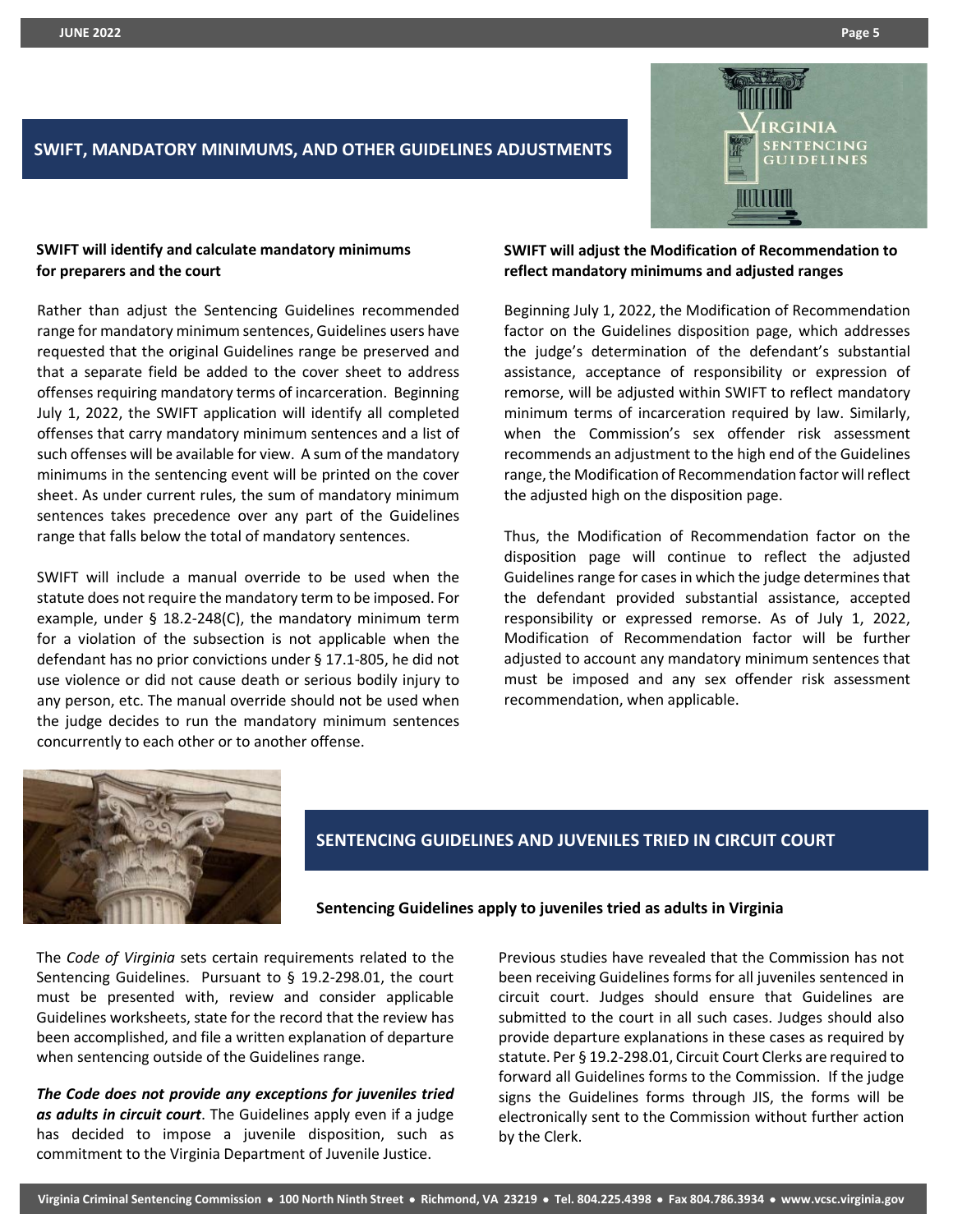## SWIFT, MANDATORY MINIMUMS, AND OTHER GUIDELINES ADJUSTMENTS

### SWIFT will identify and calculate mandatory minimums for preparers and the court

Rather than adjust the Sentencing Guidelines recommended range for mandatory minimum sentences, Guidelines users have requested that the original Guidelines range be preserved and that a separate field be added to the cover sheet to address offenses requiring mandatory terms of incarceration. Beginning July 1, 2022, the SWIFT application will identify all completed offenses that carry mandatory minimum sentences and a list of such offenses will be available for view. A sum of the mandatory minimums in the sentencing event will be printed on the cover sheet. As under current rules, the sum of mandatory minimum sentences takes precedence over any part of the Guidelines range that falls below the total of mandatory sentences.

SWIFT will include a manual override to be used when the statute does not require the mandatory term to be imposed. For example, under § 18.2-248(C), the mandatory minimum term for a violation of the subsection is not applicable when the defendant has no prior convictions under § 17.1-805, he did not use violence or did not cause death or serious bodily injury to any person, etc. The manual override should not be used when the judge decides to run the mandatory minimum sentences concurrently to each other or to another offense.

### SWIFT will adjust the Modification of Recommendation to reflect mandatory minimums and adjusted ranges

Beginning July 1, 2022, the Modification of Recommendation factor on the Guidelines disposition page, which addresses the judge's determination of the defendant's substantial assistance, acceptance of responsibility or expression of remorse, will be adjusted within SWIFT to reflect mandatory minimum terms of incarceration required by law. Similarly, when the Commission's sex offender risk assessment recommends an adjustment to the high end of the Guidelines range, the Modification of Recommendation factor will reflect the adjusted high on the disposition page.

Thus, the Modification of Recommendation factor on the disposition page will continue to reflect the adjusted Guidelines range for cases in which the judge determines that the defendant provided substantial assistance, accepted responsibility or expressed remorse. As of July 1, 2022, Modification of Recommendation factor will be further adjusted to account any mandatory minimum sentences that must be imposed and any sex offender risk assessment recommendation, when applicable.

## SENTENCING GUIDELINES AND JUVENILES TRIED IN CIRCUIT COURT

### Sentencing Guidelines apply to juveniles tried as adults in Virginia

The *Code of Virginia* sets certain requirements related to the Sentencing Guidelines. Pursuant to § 19.2-298.01, the court must be presented with, review and consider applicable Guidelines worksheets, state for the record that the review has been accomplished, and file a written explanation of departure when sentencing outside of the Guidelines range.

***The Code does not provide any exceptions for juveniles tried as adults in circuit court***. The Guidelines apply even if a judge has decided to impose a juvenile disposition, such as commitment to the Virginia Department of Juvenile Justice.

Previous studies have revealed that the Commission has not been receiving Guidelines forms for all juveniles sentenced in circuit court. Judges should ensure that Guidelines are submitted to the court in all such cases. Judges should also provide departure explanations in these cases as required by statute. Per § 19.2-298.01, Circuit Court Clerks are required to forward all Guidelines forms to the Commission. If the judge signs the Guidelines forms through JIS, the forms will be electronically sent to the Commission without further action by the Clerk.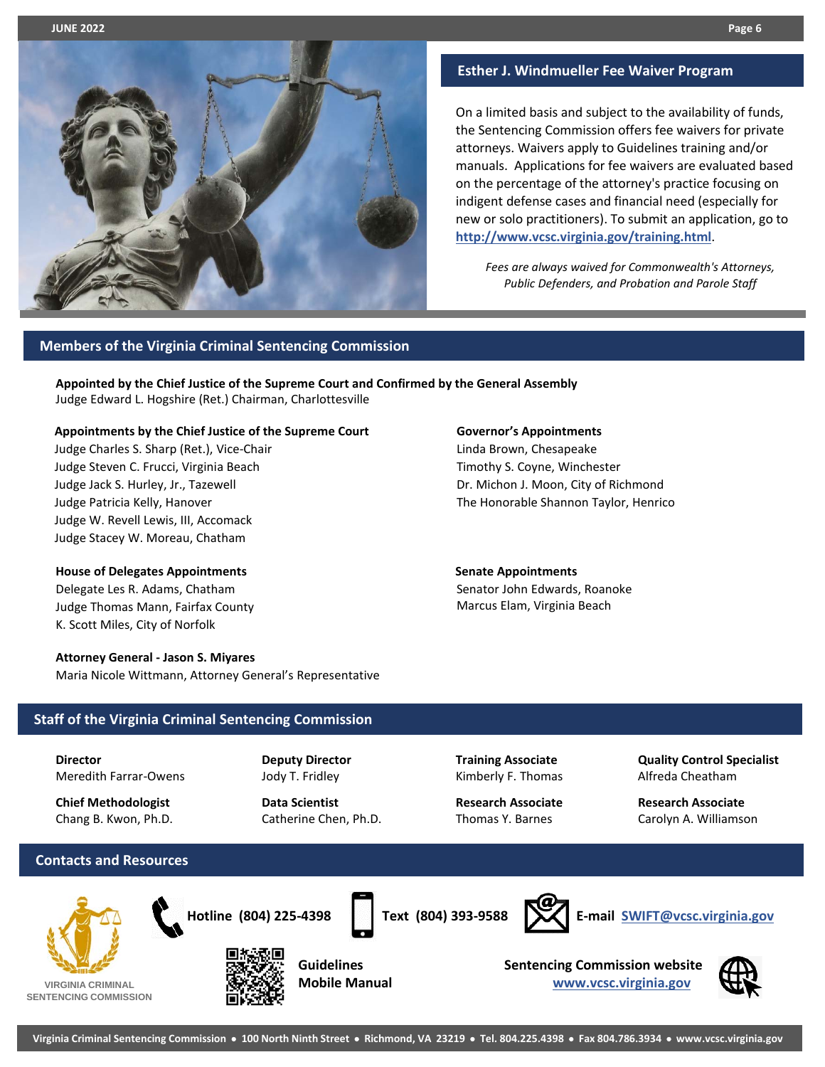## Esther J. Windmueller Fee Waiver Program

On a limited basis and subject to the availability of funds, the Sentencing Commission offers fee waivers for private attorneys. Waivers apply to Guidelines training and/or manuals. Applications for fee waivers are evaluated based on the percentage of the attorney's practice focusing on indigent defense cases and financial need (especially for new or solo practitioners). To submit an application, go to http://www.vcsc.virginia.gov/training.html.

*Fees are always waived for Commonwealth's Attorneys, Public Defenders, and Probation and Parole Staff*

## Members of the Virginia Criminal Sentencing Commission

**Appointed by the Chief Justice of the Supreme Court and Confirmed by the General Assembly**
Judge Edward L. Hogshire (Ret.) Chairman, Charlottesville

**Appointments by the Chief Justice of the Supreme Court**
Judge Charles S. Sharp (Ret.), Vice-Chair
Judge Steven C. Frucci, Virginia Beach
Judge Jack S. Hurley, Jr., Tazewell
Judge Patricia Kelly, Hanover
Judge W. Revell Lewis, III, Accomack
Judge Stacey W. Moreau, Chatham

**Governor's Appointments**
Linda Brown, Chesapeake
Timothy S. Coyne, Winchester
Dr. Michon J. Moon, City of Richmond
The Honorable Shannon Taylor, Henrico

**House of Delegates Appointments**
Delegate Les R. Adams, Chatham
Judge Thomas Mann, Fairfax County
K. Scott Miles, City of Norfolk

**Senate Appointments**
Senator John Edwards, Roanoke
Marcus Elam, Virginia Beach

**Attorney General - Jason S. Miyares**
Maria Nicole Wittmann, Attorney General's Representative

## Staff of the Virginia Criminal Sentencing Commission

**Director**
Meredith Farrar-Owens

**Chief Methodologist**
Chang B. Kwon, Ph.D.

**Deputy Director**
Jody T. Fridley

**Data Scientist**
Catherine Chen, Ph.D.

**Training Associate**
Kimberly F. Thomas

**Research Associate**
Thomas Y. Barnes

**Quality Control Specialist**
Alfreda Cheatham

**Research Associate**
Carolyn A. Williamson

## Contacts and Resources

VIRGINIA CRIMINAL SENTENCING COMMISSION

**Hotline (804) 225-4398**

**Text (804) 393-9588**

**E-mail SWIFT@vcsc.virginia.gov**

**Guidelines Mobile Manual**

**Sentencing Commission website**
www.vcsc.virginia.gov

**Virginia Criminal Sentencing Commission • 100 North Ninth Street • Richmond, VA 23219 • Tel. 804.225.4398 • Fax 804.786.3934 • www.vcsc.virginia.gov**